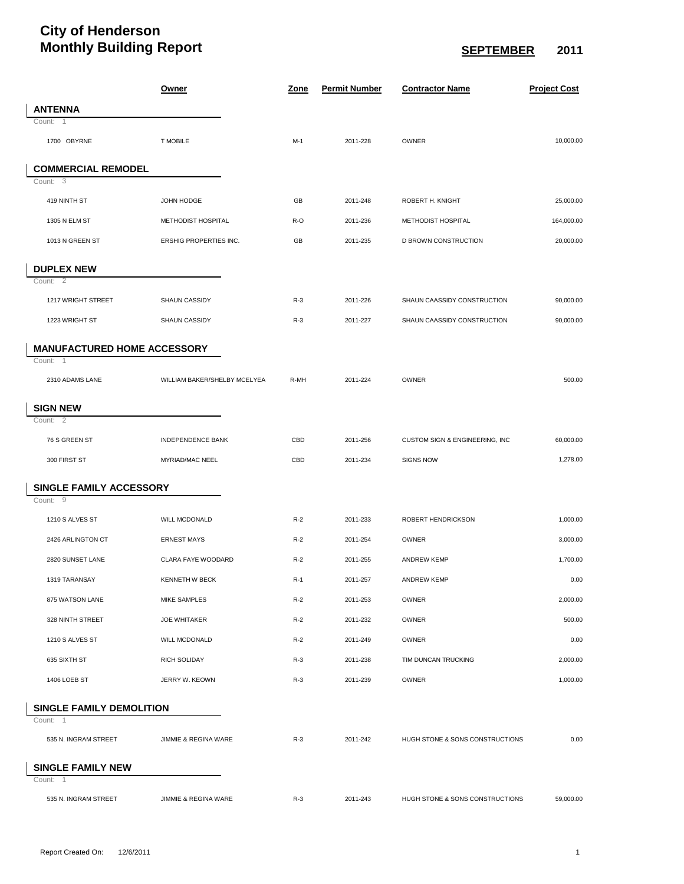# City of Henderson
# Monthly Building Report

**SEPTEMBER 2011**

| | Owner | Zone | Permit Number | Contractor Name | Project Cost |
|---|---|---|---|---|---|
| **ANTENNA** | | | | | |
| Count: 1 | | | | | |
| 1700 OBYRNE | T MOBILE | M-1 | 2011-228 | OWNER | 10,000.00 |
| **COMMERCIAL REMODEL** | | | | | |
| Count: 3 | | | | | |
| 419 NINTH ST | JOHN HODGE | GB | 2011-248 | ROBERT H. KNIGHT | 25,000.00 |
| 1305 N ELM ST | METHODIST HOSPITAL | R-O | 2011-236 | METHODIST HOSPITAL | 164,000.00 |
| 1013 N GREEN ST | ERSHIG PROPERTIES INC. | GB | 2011-235 | D BROWN CONSTRUCTION | 20,000.00 |
| **DUPLEX NEW** | | | | | |
| Count: 2 | | | | | |
| 1217 WRIGHT STREET | SHAUN CASSIDY | R-3 | 2011-226 | SHAUN CAASSIDY CONSTRUCTION | 90,000.00 |
| 1223 WRIGHT ST | SHAUN CASSIDY | R-3 | 2011-227 | SHAUN CAASSIDY CONSTRUCTION | 90,000.00 |
| **MANUFACTURED HOME ACCESSORY** | | | | | |
| Count: 1 | | | | | |
| 2310 ADAMS LANE | WILLIAM BAKER/SHELBY MCELYEA | R-MH | 2011-224 | OWNER | 500.00 |
| **SIGN NEW** | | | | | |
| Count: 2 | | | | | |
| 76 S GREEN ST | INDEPENDENCE BANK | CBD | 2011-256 | CUSTOM SIGN & ENGINEERING, INC | 60,000.00 |
| 300 FIRST ST | MYRIAD/MAC NEEL | CBD | 2011-234 | SIGNS NOW | 1,278.00 |
| **SINGLE FAMILY ACCESSORY** | | | | | |
| Count: 9 | | | | | |
| 1210 S ALVES ST | WILL MCDONALD | R-2 | 2011-233 | ROBERT HENDRICKSON | 1,000.00 |
| 2426 ARLINGTON CT | ERNEST MAYS | R-2 | 2011-254 | OWNER | 3,000.00 |
| 2820 SUNSET LANE | CLARA FAYE WOODARD | R-2 | 2011-255 | ANDREW KEMP | 1,700.00 |
| 1319 TARANSAY | KENNETH W BECK | R-1 | 2011-257 | ANDREW KEMP | 0.00 |
| 875 WATSON LANE | MIKE SAMPLES | R-2 | 2011-253 | OWNER | 2,000.00 |
| 328 NINTH STREET | JOE WHITAKER | R-2 | 2011-232 | OWNER | 500.00 |
| 1210 S ALVES ST | WILL MCDONALD | R-2 | 2011-249 | OWNER | 0.00 |
| 635 SIXTH ST | RICH SOLIDAY | R-3 | 2011-238 | TIM DUNCAN TRUCKING | 2,000.00 |
| 1406 LOEB ST | JERRY W. KEOWN | R-3 | 2011-239 | OWNER | 1,000.00 |
| **SINGLE FAMILY DEMOLITION** | | | | | |
| Count: 1 | | | | | |
| 535 N. INGRAM STREET | JIMMIE & REGINA WARE | R-3 | 2011-242 | HUGH STONE & SONS CONSTRUCTIONS | 0.00 |
| **SINGLE FAMILY NEW** | | | | | |
| Count: 1 | | | | | |
| 535 N. INGRAM STREET | JIMMIE & REGINA WARE | R-3 | 2011-243 | HUGH STONE & SONS CONSTRUCTIONS | 59,000.00 |

Report Created On: 12/6/2011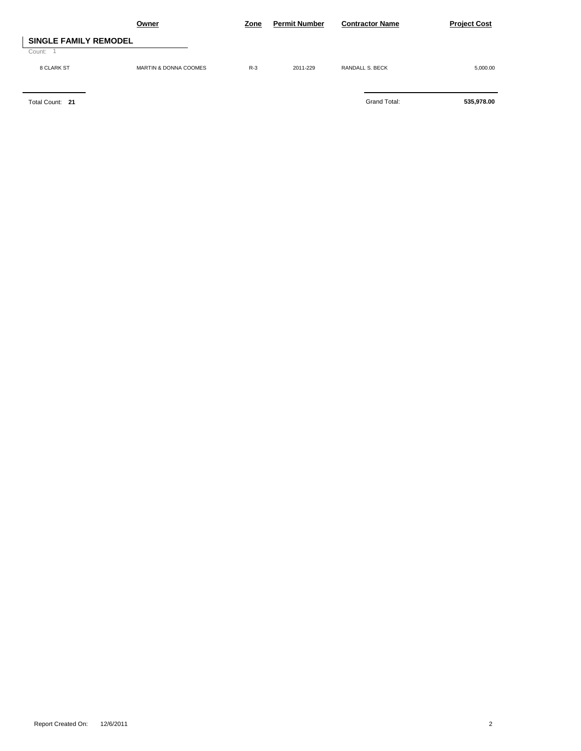| | Owner | Zone | Permit Number | Contractor Name | Project Cost |
|---|---|---|---|---|---|
| **SINGLE FAMILY REMODEL** | | | | | |
| Count: 1 | | | | | |
| 8 CLARK ST | MARTIN & DONNA COOMES | R-3 | 2011-229 | RANDALL S. BECK | 5,000.00 |

Total Count: **21**

Grand Total: **535,978.00**

Report Created On: 12/6/2011